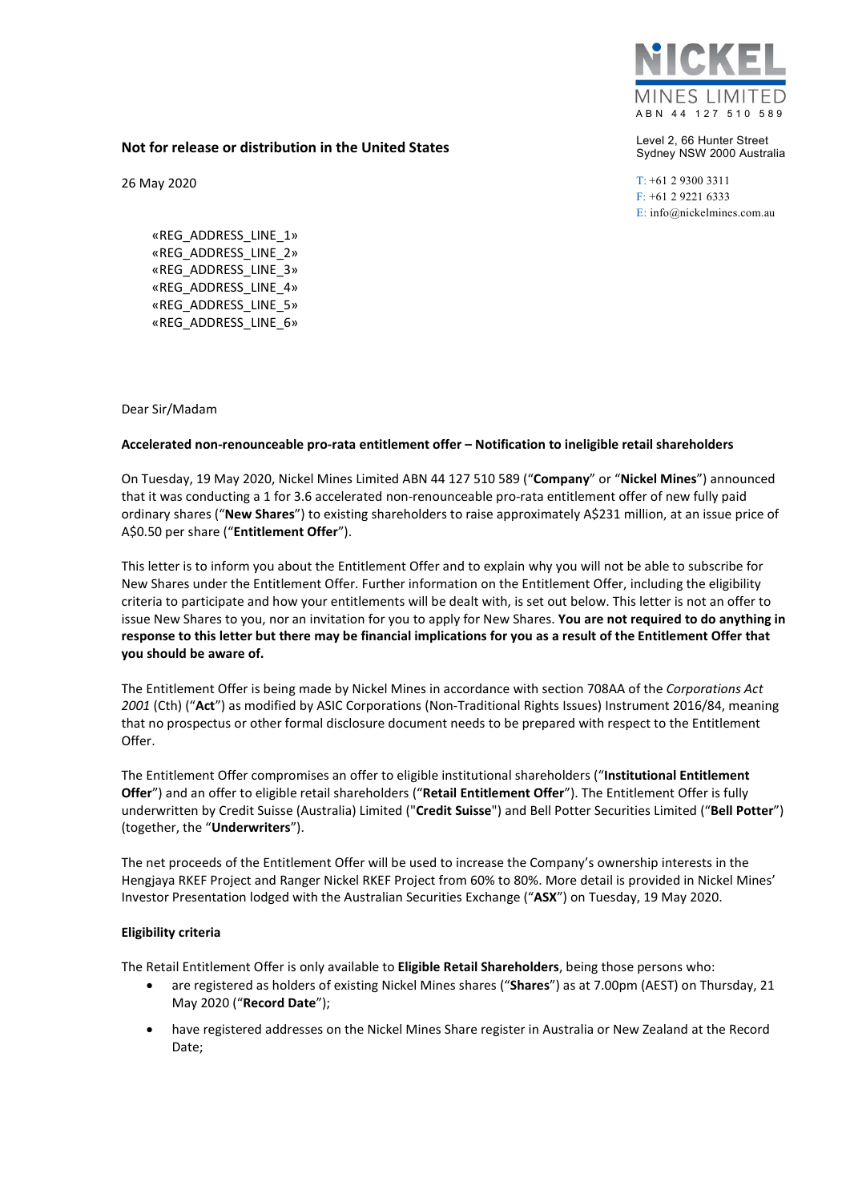NICKEL MINES LIMITED
ABN 44 127 510 589

Level 2, 66 Hunter Street
Sydney NSW 2000 Australia

T: +61 2 9300 3311
F: +61 2 9221 6333
E: info@nickelmines.com.au

**Not for release or distribution in the United States**

26 May 2020

«REG_ADDRESS_LINE_1»
«REG_ADDRESS_LINE_2»
«REG_ADDRESS_LINE_3»
«REG_ADDRESS_LINE_4»
«REG_ADDRESS_LINE_5»
«REG_ADDRESS_LINE_6»

Dear Sir/Madam

**Accelerated non-renounceable pro-rata entitlement offer – Notification to ineligible retail shareholders**

On Tuesday, 19 May 2020, Nickel Mines Limited ABN 44 127 510 589 ("**Company**" or "**Nickel Mines**") announced that it was conducting a 1 for 3.6 accelerated non-renounceable pro-rata entitlement offer of new fully paid ordinary shares ("**New Shares**") to existing shareholders to raise approximately A$231 million, at an issue price of A$0.50 per share ("**Entitlement Offer**").

This letter is to inform you about the Entitlement Offer and to explain why you will not be able to subscribe for New Shares under the Entitlement Offer. Further information on the Entitlement Offer, including the eligibility criteria to participate and how your entitlements will be dealt with, is set out below. This letter is not an offer to issue New Shares to you, nor an invitation for you to apply for New Shares. **You are not required to do anything in response to this letter but there may be financial implications for you as a result of the Entitlement Offer that you should be aware of.**

The Entitlement Offer is being made by Nickel Mines in accordance with section 708AA of the *Corporations Act 2001* (Cth) ("**Act**") as modified by ASIC Corporations (Non-Traditional Rights Issues) Instrument 2016/84, meaning that no prospectus or other formal disclosure document needs to be prepared with respect to the Entitlement Offer.

The Entitlement Offer compromises an offer to eligible institutional shareholders ("**Institutional Entitlement Offer**") and an offer to eligible retail shareholders ("**Retail Entitlement Offer**"). The Entitlement Offer is fully underwritten by Credit Suisse (Australia) Limited ("**Credit Suisse**") and Bell Potter Securities Limited ("**Bell Potter**") (together, the "**Underwriters**").

The net proceeds of the Entitlement Offer will be used to increase the Company's ownership interests in the Hengjaya RKEF Project and Ranger Nickel RKEF Project from 60% to 80%. More detail is provided in Nickel Mines' Investor Presentation lodged with the Australian Securities Exchange ("**ASX**") on Tuesday, 19 May 2020.

**Eligibility criteria**

The Retail Entitlement Offer is only available to **Eligible Retail Shareholders**, being those persons who:

- are registered as holders of existing Nickel Mines shares ("**Shares**") as at 7.00pm (AEST) on Thursday, 21 May 2020 ("**Record Date**");
- have registered addresses on the Nickel Mines Share register in Australia or New Zealand at the Record Date;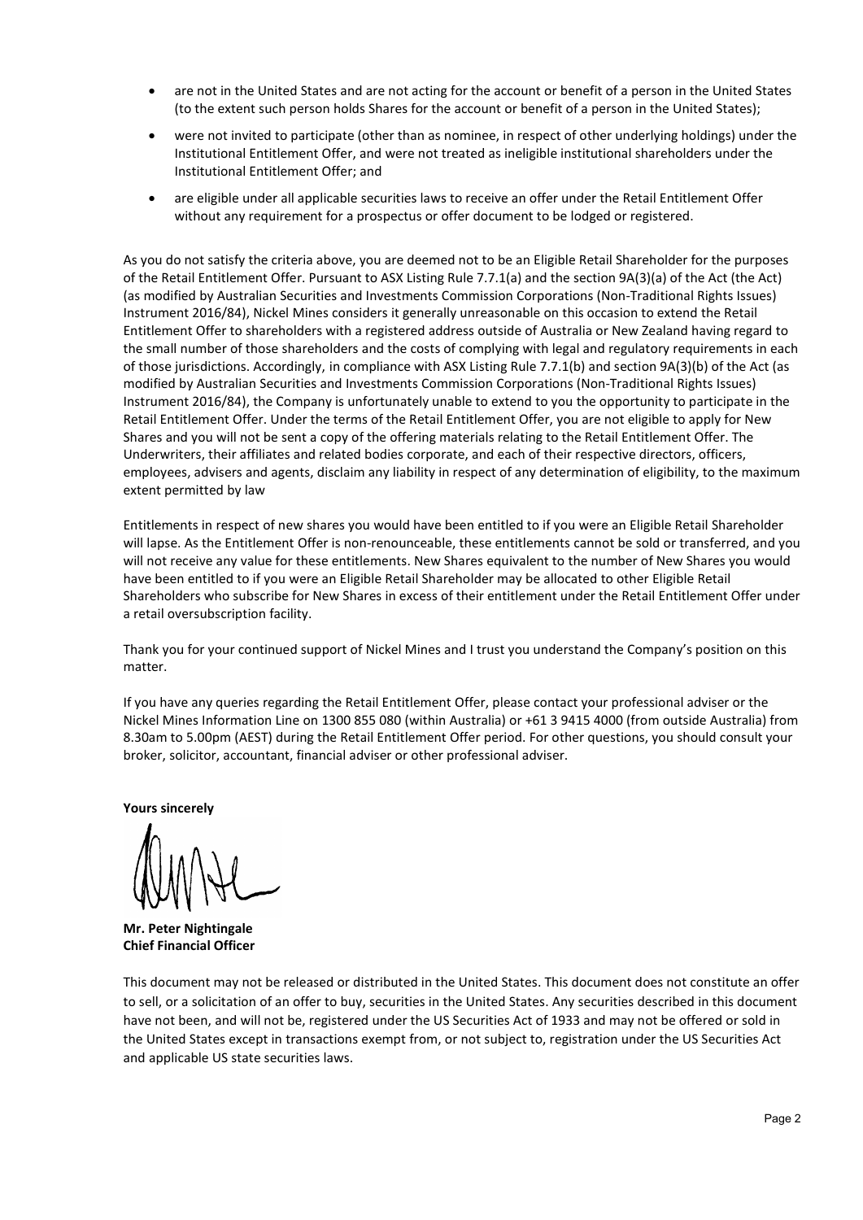- are not in the United States and are not acting for the account or benefit of a person in the United States (to the extent such person holds Shares for the account or benefit of a person in the United States);
- were not invited to participate (other than as nominee, in respect of other underlying holdings) under the Institutional Entitlement Offer, and were not treated as ineligible institutional shareholders under the Institutional Entitlement Offer; and
- are eligible under all applicable securities laws to receive an offer under the Retail Entitlement Offer without any requirement for a prospectus or offer document to be lodged or registered.

As you do not satisfy the criteria above, you are deemed not to be an Eligible Retail Shareholder for the purposes of the Retail Entitlement Offer. Pursuant to ASX Listing Rule 7.7.1(a) and the section 9A(3)(a) of the Act (the Act) (as modified by Australian Securities and Investments Commission Corporations (Non-Traditional Rights Issues) Instrument 2016/84), Nickel Mines considers it generally unreasonable on this occasion to extend the Retail Entitlement Offer to shareholders with a registered address outside of Australia or New Zealand having regard to the small number of those shareholders and the costs of complying with legal and regulatory requirements in each of those jurisdictions. Accordingly, in compliance with ASX Listing Rule 7.7.1(b) and section 9A(3)(b) of the Act (as modified by Australian Securities and Investments Commission Corporations (Non-Traditional Rights Issues) Instrument 2016/84), the Company is unfortunately unable to extend to you the opportunity to participate in the Retail Entitlement Offer. Under the terms of the Retail Entitlement Offer, you are not eligible to apply for New Shares and you will not be sent a copy of the offering materials relating to the Retail Entitlement Offer. The Underwriters, their affiliates and related bodies corporate, and each of their respective directors, officers, employees, advisers and agents, disclaim any liability in respect of any determination of eligibility, to the maximum extent permitted by law

Entitlements in respect of new shares you would have been entitled to if you were an Eligible Retail Shareholder will lapse. As the Entitlement Offer is non-renounceable, these entitlements cannot be sold or transferred, and you will not receive any value for these entitlements. New Shares equivalent to the number of New Shares you would have been entitled to if you were an Eligible Retail Shareholder may be allocated to other Eligible Retail Shareholders who subscribe for New Shares in excess of their entitlement under the Retail Entitlement Offer under a retail oversubscription facility.

Thank you for your continued support of Nickel Mines and I trust you understand the Company's position on this matter.

If you have any queries regarding the Retail Entitlement Offer, please contact your professional adviser or the Nickel Mines Information Line on 1300 855 080 (within Australia) or +61 3 9415 4000 (from outside Australia) from 8.30am to 5.00pm (AEST) during the Retail Entitlement Offer period. For other questions, you should consult your broker, solicitor, accountant, financial adviser or other professional adviser.

**Yours sincerely**

**Mr. Peter Nightingale**
**Chief Financial Officer**

This document may not be released or distributed in the United States. This document does not constitute an offer to sell, or a solicitation of an offer to buy, securities in the United States. Any securities described in this document have not been, and will not be, registered under the US Securities Act of 1933 and may not be offered or sold in the United States except in transactions exempt from, or not subject to, registration under the US Securities Act and applicable US state securities laws.